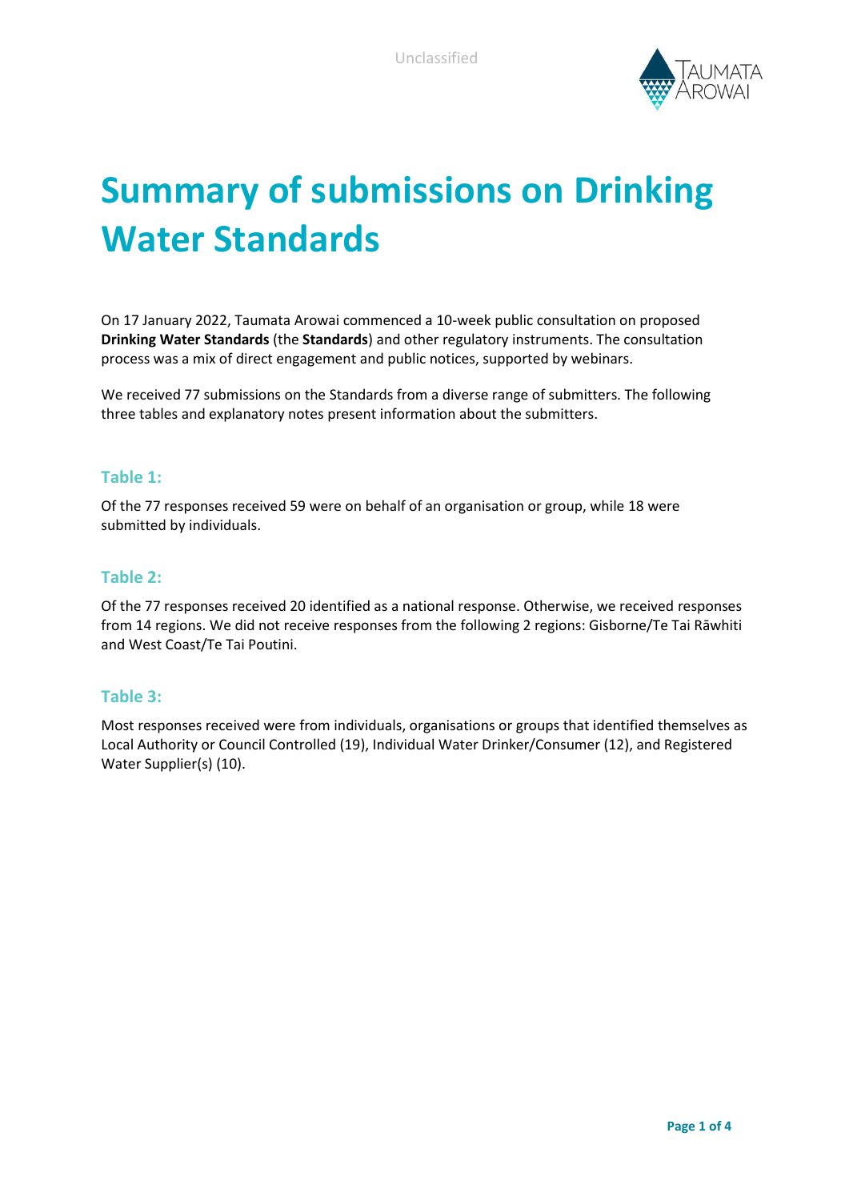# Summary of submissions on Drinking Water Standards

On 17 January 2022, Taumata Arowai commenced a 10-week public consultation on proposed **Drinking Water Standards** (the **Standards**) and other regulatory instruments. The consultation process was a mix of direct engagement and public notices, supported by webinars.

We received 77 submissions on the Standards from a diverse range of submitters. The following three tables and explanatory notes present information about the submitters.

### Table 1:

Of the 77 responses received 59 were on behalf of an organisation or group, while 18 were submitted by individuals.

### Table 2:

Of the 77 responses received 20 identified as a national response. Otherwise, we received responses from 14 regions. We did not receive responses from the following 2 regions: Gisborne/Te Tai Rāwhiti and West Coast/Te Tai Poutini.

### Table 3:

Most responses received were from individuals, organisations or groups that identified themselves as Local Authority or Council Controlled (19), Individual Water Drinker/Consumer (12), and Registered Water Supplier(s) (10).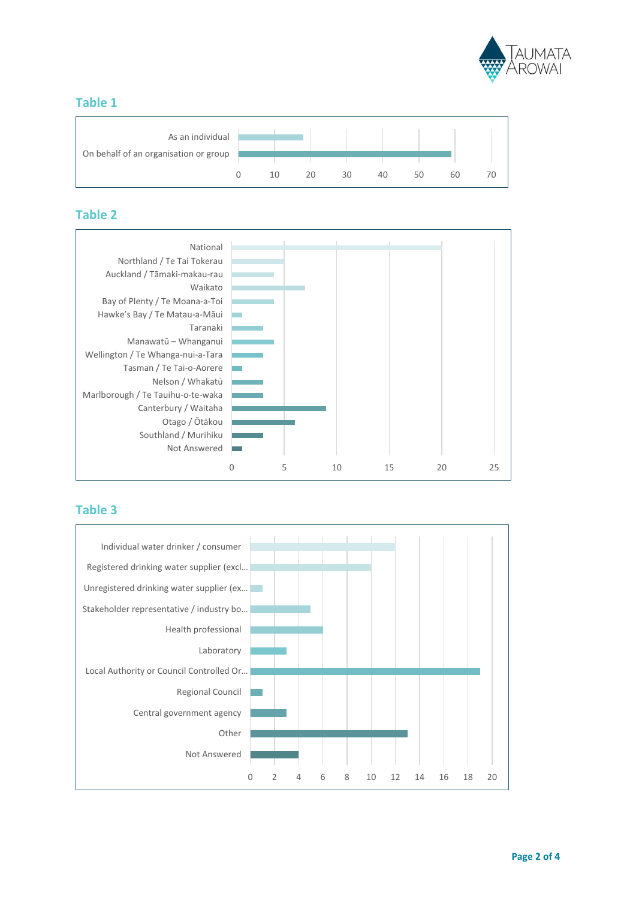## Table 1

| Response type | Count |
|---|---|
| As an individual | 18 |
| On behalf of an organisation or group | 59 |

## Table 2

| Region | Count |
|---|---|
| National | 20 |
| Northland / Te Tai Tokerau | 5 |
| Auckland / Tāmaki-makau-rau | 4 |
| Waikato | 7 |
| Bay of Plenty / Te Moana-a-Toi | 4 |
| Hawke's Bay / Te Matau-a-Māui | 1 |
| Taranaki | 3 |
| Manawatū – Whanganui | 4 |
| Wellington / Te Whanga-nui-a-Tara | 3 |
| Tasman / Te Tai-o-Aorere | 1 |
| Nelson / Whakatū | 3 |
| Marlborough / Te Tauihu-o-te-waka | 3 |
| Canterbury / Waitaha | 9 |
| Otago / Ōtākou | 6 |
| Southland / Murihiku | 3 |
| Not Answered | 1 |

## Table 3

| Respondent type | Count |
|---|---|
| Individual water drinker / consumer | 12 |
| Registered drinking water supplier (excl… | 10 |
| Unregistered drinking water supplier (ex… | 1 |
| Stakeholder representative / industry bo… | 5 |
| Health professional | 6 |
| Laboratory | 3 |
| Local Authority or Council Controlled Or… | 19 |
| Regional Council | 1 |
| Central government agency | 3 |
| Other | 13 |
| Not Answered | 4 |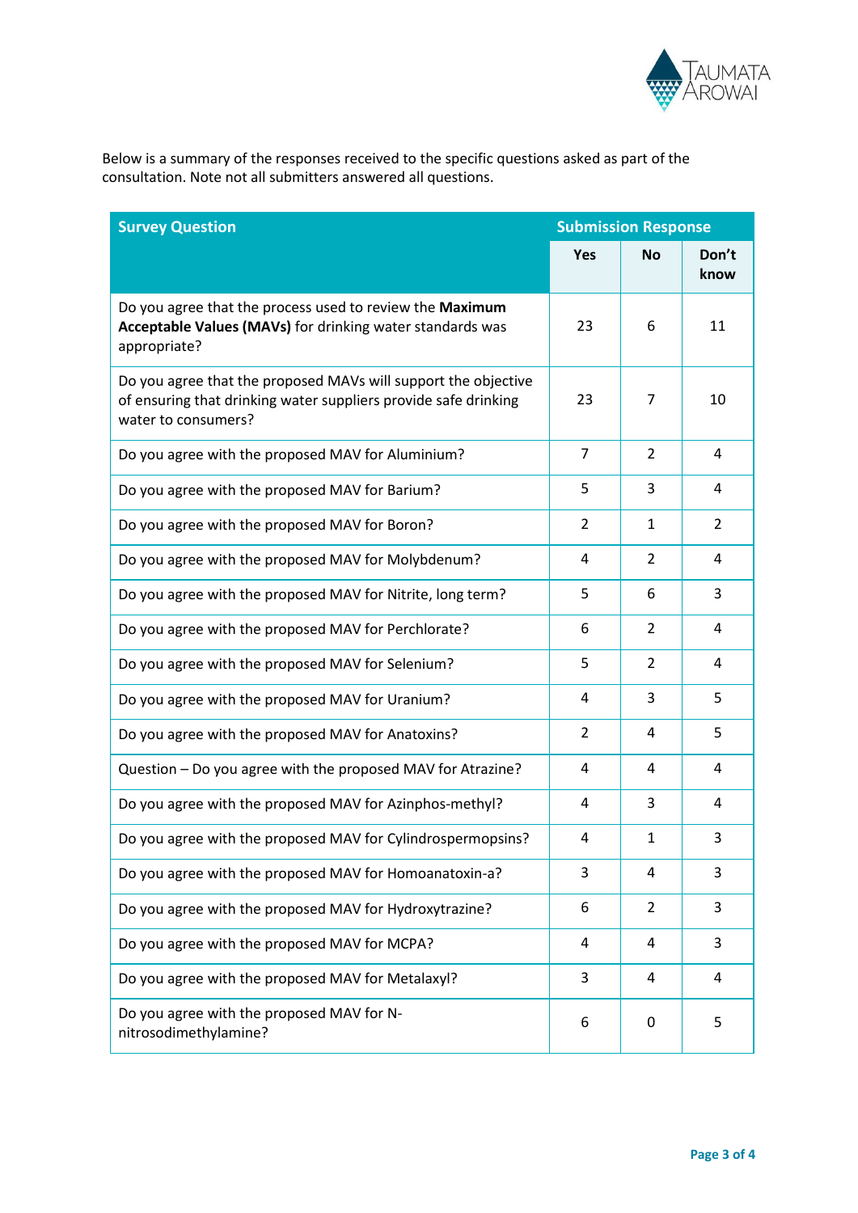Below is a summary of the responses received to the specific questions asked as part of the consultation. Note not all submitters answered all questions.

| Survey Question | Submission Response | | |
|---|---|---|---|
| | Yes | No | Don't know |
| Do you agree that the process used to review the **Maximum Acceptable Values (MAVs)** for drinking water standards was appropriate? | 23 | 6 | 11 |
| Do you agree that the proposed MAVs will support the objective of ensuring that drinking water suppliers provide safe drinking water to consumers? | 23 | 7 | 10 |
| Do you agree with the proposed MAV for Aluminium? | 7 | 2 | 4 |
| Do you agree with the proposed MAV for Barium? | 5 | 3 | 4 |
| Do you agree with the proposed MAV for Boron? | 2 | 1 | 2 |
| Do you agree with the proposed MAV for Molybdenum? | 4 | 2 | 4 |
| Do you agree with the proposed MAV for Nitrite, long term? | 5 | 6 | 3 |
| Do you agree with the proposed MAV for Perchlorate? | 6 | 2 | 4 |
| Do you agree with the proposed MAV for Selenium? | 5 | 2 | 4 |
| Do you agree with the proposed MAV for Uranium? | 4 | 3 | 5 |
| Do you agree with the proposed MAV for Anatoxins? | 2 | 4 | 5 |
| Question – Do you agree with the proposed MAV for Atrazine? | 4 | 4 | 4 |
| Do you agree with the proposed MAV for Azinphos-methyl? | 4 | 3 | 4 |
| Do you agree with the proposed MAV for Cylindrospermopsins? | 4 | 1 | 3 |
| Do you agree with the proposed MAV for Homoanatoxin-a? | 3 | 4 | 3 |
| Do you agree with the proposed MAV for Hydroxytrazine? | 6 | 2 | 3 |
| Do you agree with the proposed MAV for MCPA? | 4 | 4 | 3 |
| Do you agree with the proposed MAV for Metalaxyl? | 3 | 4 | 4 |
| Do you agree with the proposed MAV for N-nitrosodimethylamine? | 6 | 0 | 5 |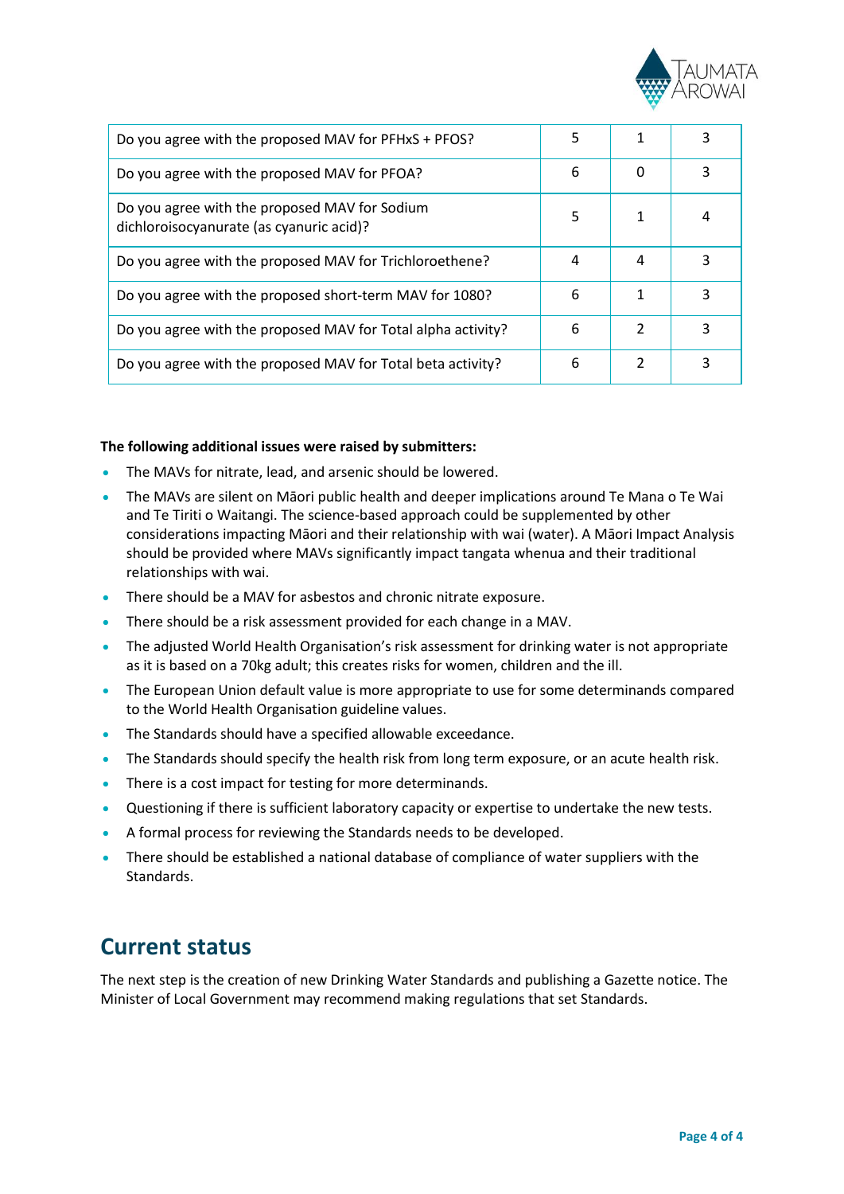| | | | |
|---|---|---|---|
| Do you agree with the proposed MAV for PFHxS + PFOS? | 5 | 1 | 3 |
| Do you agree with the proposed MAV for PFOA? | 6 | 0 | 3 |
| Do you agree with the proposed MAV for Sodium dichloroisocyanurate (as cyanuric acid)? | 5 | 1 | 4 |
| Do you agree with the proposed MAV for Trichloroethene? | 4 | 4 | 3 |
| Do you agree with the proposed short-term MAV for 1080? | 6 | 1 | 3 |
| Do you agree with the proposed MAV for Total alpha activity? | 6 | 2 | 3 |
| Do you agree with the proposed MAV for Total beta activity? | 6 | 2 | 3 |

**The following additional issues were raised by submitters:**

- The MAVs for nitrate, lead, and arsenic should be lowered.
- The MAVs are silent on Māori public health and deeper implications around Te Mana o Te Wai and Te Tiriti o Waitangi. The science-based approach could be supplemented by other considerations impacting Māori and their relationship with wai (water). A Māori Impact Analysis should be provided where MAVs significantly impact tangata whenua and their traditional relationships with wai.
- There should be a MAV for asbestos and chronic nitrate exposure.
- There should be a risk assessment provided for each change in a MAV.
- The adjusted World Health Organisation's risk assessment for drinking water is not appropriate as it is based on a 70kg adult; this creates risks for women, children and the ill.
- The European Union default value is more appropriate to use for some determinands compared to the World Health Organisation guideline values.
- The Standards should have a specified allowable exceedance.
- The Standards should specify the health risk from long term exposure, or an acute health risk.
- There is a cost impact for testing for more determinands.
- Questioning if there is sufficient laboratory capacity or expertise to undertake the new tests.
- A formal process for reviewing the Standards needs to be developed.
- There should be established a national database of compliance of water suppliers with the Standards.

## Current status

The next step is the creation of new Drinking Water Standards and publishing a Gazette notice. The Minister of Local Government may recommend making regulations that set Standards.